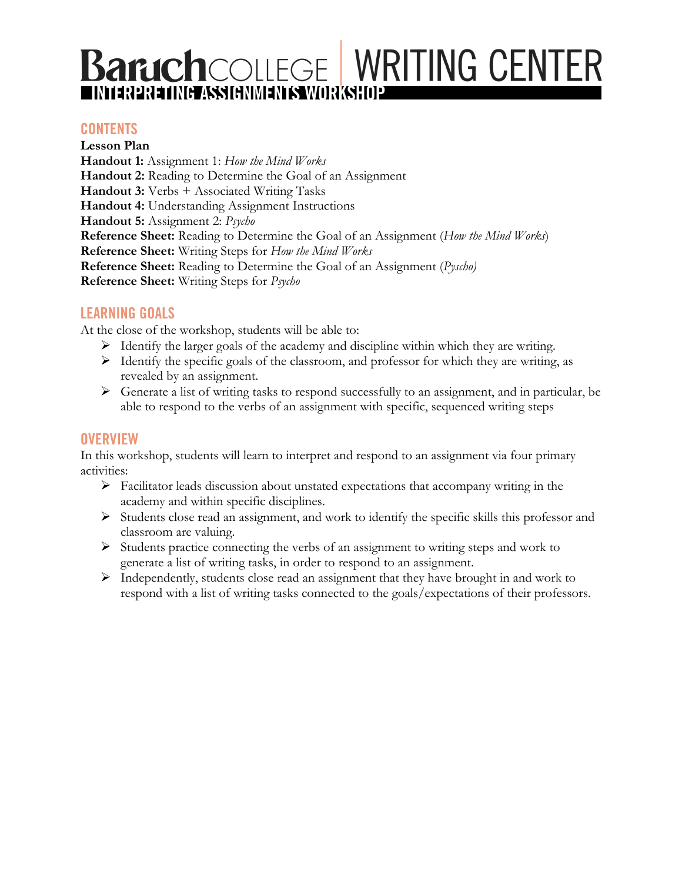# Baruch COLLEGE | WRITING CENTER

## INTERPRETING ASSIGNMENTS WORKSHOP

## CONTENTS

**Lesson Plan**
**Handout 1:** Assignment 1: *How the Mind Works*
**Handout 2:** Reading to Determine the Goal of an Assignment
**Handout 3:** Verbs + Associated Writing Tasks
**Handout 4:** Understanding Assignment Instructions
**Handout 5:** Assignment 2: *Psycho*
**Reference Sheet:** Reading to Determine the Goal of an Assignment (*How the Mind Works*)
**Reference Sheet:** Writing Steps for *How the Mind Works*
**Reference Sheet:** Reading to Determine the Goal of an Assignment (*Pyscho)*
**Reference Sheet:** Writing Steps for *Psycho*

## LEARNING GOALS

At the close of the workshop, students will be able to:

- Identify the larger goals of the academy and discipline within which they are writing.
- Identify the specific goals of the classroom, and professor for which they are writing, as revealed by an assignment.
- Generate a list of writing tasks to respond successfully to an assignment, and in particular, be able to respond to the verbs of an assignment with specific, sequenced writing steps

## OVERVIEW

In this workshop, students will learn to interpret and respond to an assignment via four primary activities:

- Facilitator leads discussion about unstated expectations that accompany writing in the academy and within specific disciplines.
- Students close read an assignment, and work to identify the specific skills this professor and classroom are valuing.
- Students practice connecting the verbs of an assignment to writing steps and work to generate a list of writing tasks, in order to respond to an assignment.
- Independently, students close read an assignment that they have brought in and work to respond with a list of writing tasks connected to the goals/expectations of their professors.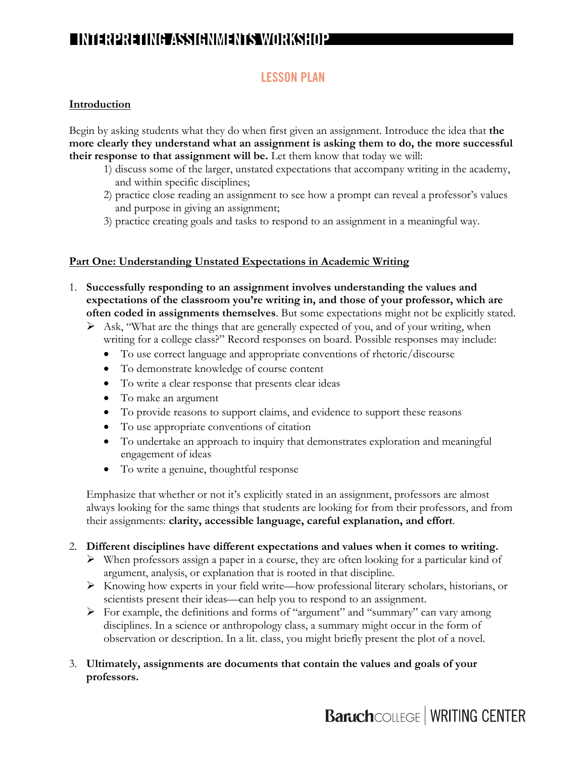# INTERPRETING ASSIGNMENTS WORKSHOP

## LESSON PLAN

**Introduction**

Begin by asking students what they do when first given an assignment. Introduce the idea that **the more clearly they understand what an assignment is asking them to do, the more successful their response to that assignment will be.** Let them know that today we will:

1) discuss some of the larger, unstated expectations that accompany writing in the academy, and within specific disciplines;
2) practice close reading an assignment to see how a prompt can reveal a professor's values and purpose in giving an assignment;
3) practice creating goals and tasks to respond to an assignment in a meaningful way.

**Part One: Understanding Unstated Expectations in Academic Writing**

1. **Successfully responding to an assignment involves understanding the values and expectations of the classroom you're writing in, and those of your professor, which are often coded in assignments themselves**. But some expectations might not be explicitly stated.
   - Ask, "What are the things that are generally expected of you, and of your writing, when writing for a college class?" Record responses on board. Possible responses may include:
     - To use correct language and appropriate conventions of rhetoric/discourse
     - To demonstrate knowledge of course content
     - To write a clear response that presents clear ideas
     - To make an argument
     - To provide reasons to support claims, and evidence to support these reasons
     - To use appropriate conventions of citation
     - To undertake an approach to inquiry that demonstrates exploration and meaningful engagement of ideas
     - To write a genuine, thoughtful response

   Emphasize that whether or not it's explicitly stated in an assignment, professors are almost always looking for the same things that students are looking for from their professors, and from their assignments: **clarity, accessible language, careful explanation, and effort**.

2. **Different disciplines have different expectations and values when it comes to writing.**
   - When professors assign a paper in a course, they are often looking for a particular kind of argument, analysis, or explanation that is rooted in that discipline.
   - Knowing how experts in your field write—how professional literary scholars, historians, or scientists present their ideas—can help you to respond to an assignment.
   - For example, the definitions and forms of "argument" and "summary" can vary among disciplines. In a science or anthropology class, a summary might occur in the form of observation or description. In a lit. class, you might briefly present the plot of a novel.

3. **Ultimately, assignments are documents that contain the values and goals of your professors.**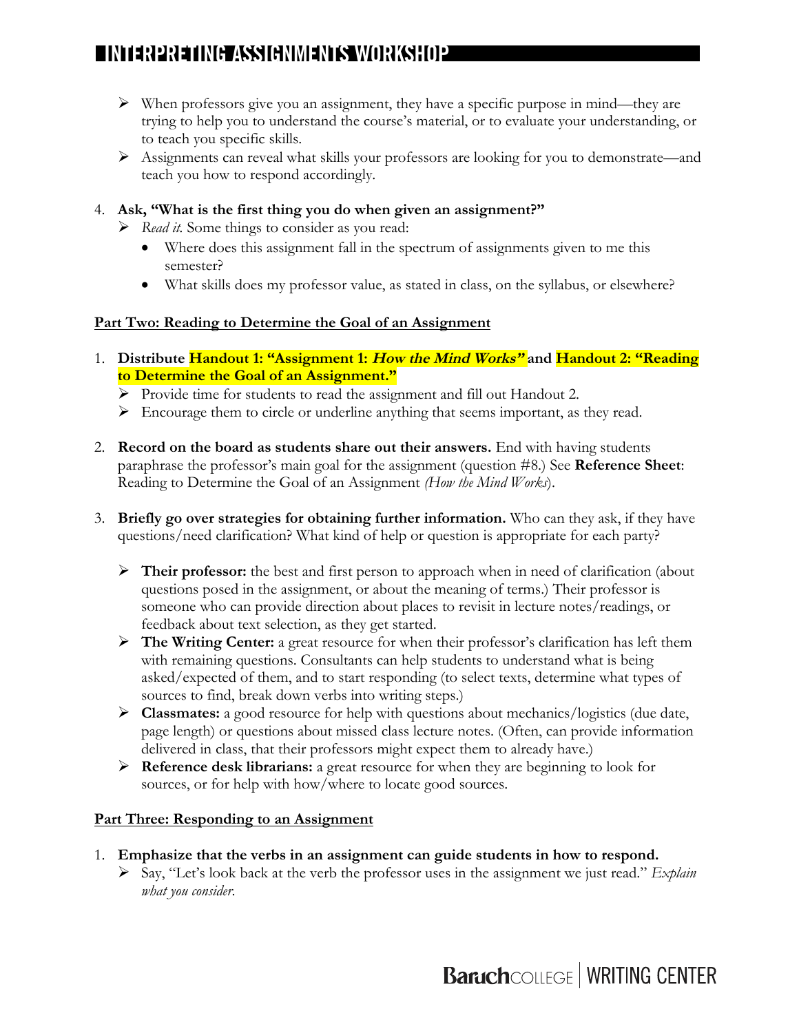- When professors give you an assignment, they have a specific purpose in mind—they are trying to help you to understand the course's material, or to evaluate your understanding, or to teach you specific skills.
- Assignments can reveal what skills your professors are looking for you to demonstrate—and teach you how to respond accordingly.

4. **Ask, "What is the first thing you do when given an assignment?"**
   - *Read it.* Some things to consider as you read:
     - Where does this assignment fall in the spectrum of assignments given to me this semester?
     - What skills does my professor value, as stated in class, on the syllabus, or elsewhere?

**Part Two: Reading to Determine the Goal of an Assignment**

1. **Distribute Handout 1: "Assignment 1: *How the Mind Works*" and Handout 2: "Reading to Determine the Goal of an Assignment."**
   - Provide time for students to read the assignment and fill out Handout 2.
   - Encourage them to circle or underline anything that seems important, as they read.

2. **Record on the board as students share out their answers.** End with having students paraphrase the professor's main goal for the assignment (question #8.) See **Reference Sheet**: Reading to Determine the Goal of an Assignment *(How the Mind Works*).

3. **Briefly go over strategies for obtaining further information.** Who can they ask, if they have questions/need clarification? What kind of help or question is appropriate for each party?

   - **Their professor:** the best and first person to approach when in need of clarification (about questions posed in the assignment, or about the meaning of terms.) Their professor is someone who can provide direction about places to revisit in lecture notes/readings, or feedback about text selection, as they get started.
   - **The Writing Center:** a great resource for when their professor's clarification has left them with remaining questions. Consultants can help students to understand what is being asked/expected of them, and to start responding (to select texts, determine what types of sources to find, break down verbs into writing steps.)
   - **Classmates:** a good resource for help with questions about mechanics/logistics (due date, page length) or questions about missed class lecture notes. (Often, can provide information delivered in class, that their professors might expect them to already have.)
   - **Reference desk librarians:** a great resource for when they are beginning to look for sources, or for help with how/where to locate good sources.

**Part Three: Responding to an Assignment**

1. **Emphasize that the verbs in an assignment can guide students in how to respond.**
   - Say, "Let's look back at the verb the professor uses in the assignment we just read." *Explain what you consider.*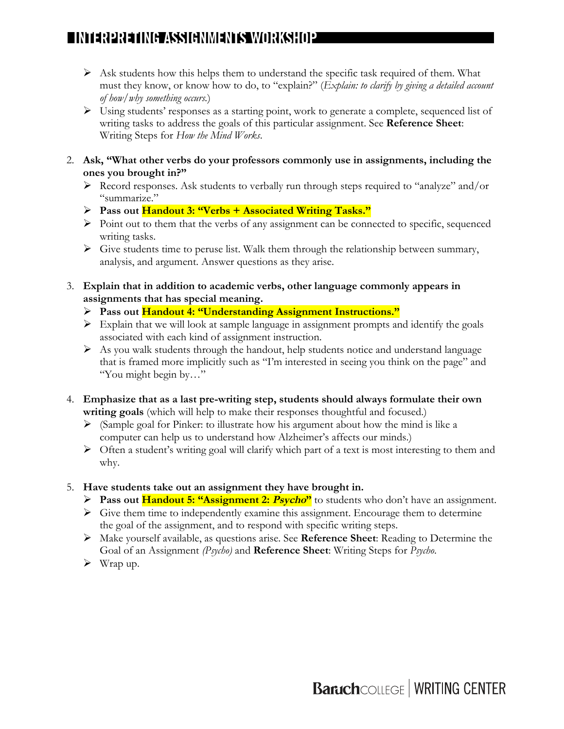- Ask students how this helps them to understand the specific task required of them. What must they know, or know how to do, to "explain?" (*Explain: to clarify by giving a detailed account of how/why something occurs.*)
- Using students' responses as a starting point, work to generate a complete, sequenced list of writing tasks to address the goals of this particular assignment. See **Reference Sheet**: Writing Steps for *How the Mind Works*.

2. **Ask, "What other verbs do your professors commonly use in assignments, including the ones you brought in?"**
   - Record responses. Ask students to verbally run through steps required to "analyze" and/or "summarize."
   - **Pass out Handout 3: "Verbs + Associated Writing Tasks."**
   - Point out to them that the verbs of any assignment can be connected to specific, sequenced writing tasks.
   - Give students time to peruse list. Walk them through the relationship between summary, analysis, and argument. Answer questions as they arise.

3. **Explain that in addition to academic verbs, other language commonly appears in assignments that has special meaning.**
   - **Pass out Handout 4: "Understanding Assignment Instructions."**
   - Explain that we will look at sample language in assignment prompts and identify the goals associated with each kind of assignment instruction.
   - As you walk students through the handout, help students notice and understand language that is framed more implicitly such as "I'm interested in seeing you think on the page" and "You might begin by…"

4. **Emphasize that as a last pre-writing step, students should always formulate their own writing goals** (which will help to make their responses thoughtful and focused.)
   - (Sample goal for Pinker: to illustrate how his argument about how the mind is like a computer can help us to understand how Alzheimer's affects our minds.)
   - Often a student's writing goal will clarify which part of a text is most interesting to them and why.

5. **Have students take out an assignment they have brought in.**
   - **Pass out Handout 5: "Assignment 2: *Psycho*"** to students who don't have an assignment.
   - Give them time to independently examine this assignment. Encourage them to determine the goal of the assignment, and to respond with specific writing steps.
   - Make yourself available, as questions arise. See **Reference Sheet**: Reading to Determine the Goal of an Assignment *(Psycho)* and **Reference Sheet**: Writing Steps for *Psycho*.
   - Wrap up.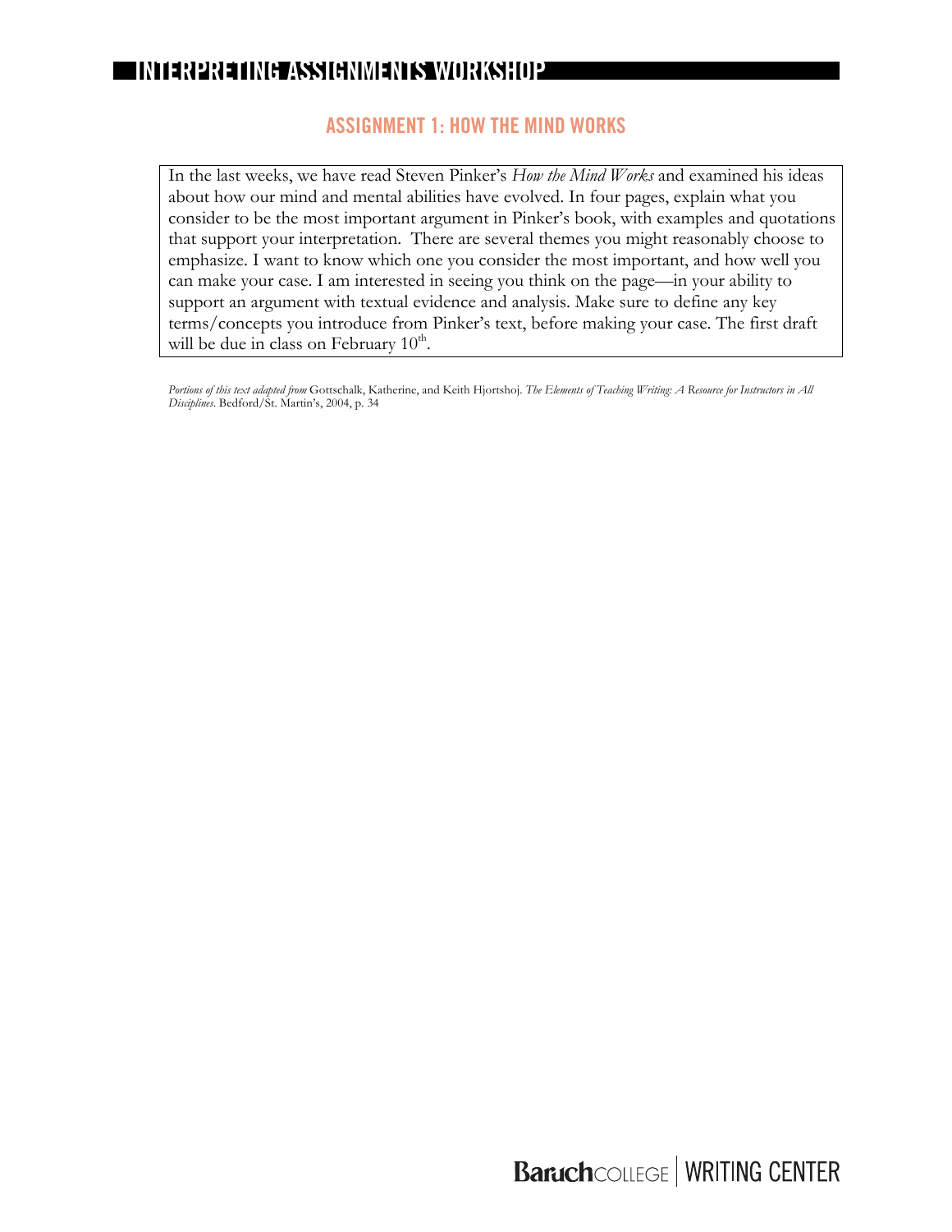# INTERPRETING ASSIGNMENTS WORKSHOP

## ASSIGNMENT 1: HOW THE MIND WORKS

In the last weeks, we have read Steven Pinker's *How the Mind Works* and examined his ideas about how our mind and mental abilities have evolved. In four pages, explain what you consider to be the most important argument in Pinker's book, with examples and quotations that support your interpretation. There are several themes you might reasonably choose to emphasize. I want to know which one you consider the most important, and how well you can make your case. I am interested in seeing you think on the page—in your ability to support an argument with textual evidence and analysis. Make sure to define any key terms/concepts you introduce from Pinker's text, before making your case. The first draft will be due in class on February 10th.

*Portions of this text adapted from* Gottschalk, Katherine, and Keith Hjortshoj. *The Elements of Teaching Writing: A Resource for Instructors in All Disciplines*. Bedford/St. Martin's, 2004, p. 34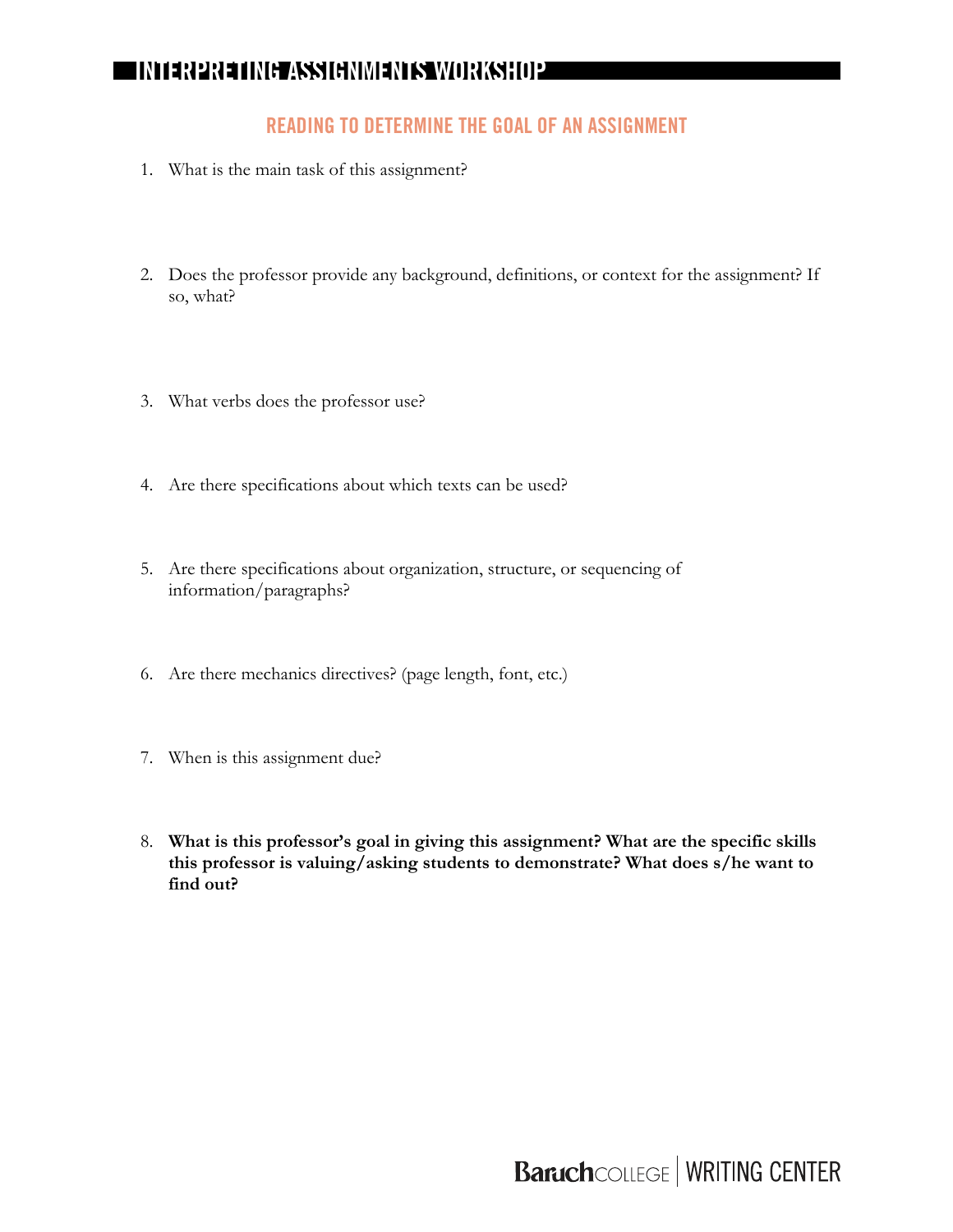# INTERPRETING ASSIGNMENTS WORKSHOP

## READING TO DETERMINE THE GOAL OF AN ASSIGNMENT

1. What is the main task of this assignment?

2. Does the professor provide any background, definitions, or context for the assignment? If so, what?

3. What verbs does the professor use?

4. Are there specifications about which texts can be used?

5. Are there specifications about organization, structure, or sequencing of information/paragraphs?

6. Are there mechanics directives? (page length, font, etc.)

7. When is this assignment due?

8. **What is this professor's goal in giving this assignment? What are the specific skills this professor is valuing/asking students to demonstrate? What does s/he want to find out?**

Baruch COLLEGE | WRITING CENTER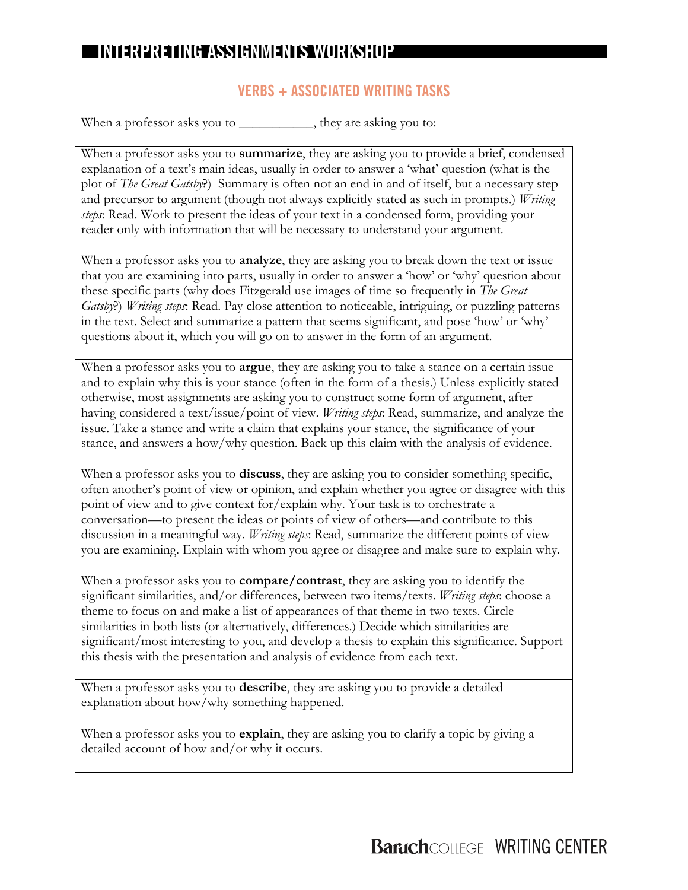## INTERPRETING ASSIGNMENTS WORKSHOP

### VERBS + ASSOCIATED WRITING TASKS

When a professor asks you to ___________, they are asking you to:

| |
|---|
| When a professor asks you to **summarize**, they are asking you to provide a brief, condensed explanation of a text's main ideas, usually in order to answer a 'what' question (what is the plot of *The Great Gatsby*?) Summary is often not an end in and of itself, but a necessary step and precursor to argument (though not always explicitly stated as such in prompts.) *Writing steps*: Read. Work to present the ideas of your text in a condensed form, providing your reader only with information that will be necessary to understand your argument. |
| When a professor asks you to **analyze**, they are asking you to break down the text or issue that you are examining into parts, usually in order to answer a 'how' or 'why' question about these specific parts (why does Fitzgerald use images of time so frequently in *The Great Gatsby*?) *Writing steps*: Read. Pay close attention to noticeable, intriguing, or puzzling patterns in the text. Select and summarize a pattern that seems significant, and pose 'how' or 'why' questions about it, which you will go on to answer in the form of an argument. |
| When a professor asks you to **argue**, they are asking you to take a stance on a certain issue and to explain why this is your stance (often in the form of a thesis.) Unless explicitly stated otherwise, most assignments are asking you to construct some form of argument, after having considered a text/issue/point of view. *Writing steps*: Read, summarize, and analyze the issue. Take a stance and write a claim that explains your stance, the significance of your stance, and answers a how/why question. Back up this claim with the analysis of evidence. |
| When a professor asks you to **discuss**, they are asking you to consider something specific, often another's point of view or opinion, and explain whether you agree or disagree with this point of view and to give context for/explain why. Your task is to orchestrate a conversation—to present the ideas or points of view of others—and contribute to this discussion in a meaningful way. *Writing steps*: Read, summarize the different points of view you are examining. Explain with whom you agree or disagree and make sure to explain why. |
| When a professor asks you to **compare/contrast**, they are asking you to identify the significant similarities, and/or differences, between two items/texts. *Writing steps*: choose a theme to focus on and make a list of appearances of that theme in two texts. Circle similarities in both lists (or alternatively, differences.) Decide which similarities are significant/most interesting to you, and develop a thesis to explain this significance. Support this thesis with the presentation and analysis of evidence from each text. |
| When a professor asks you to **describe**, they are asking you to provide a detailed explanation about how/why something happened. |
| When a professor asks you to **explain**, they are asking you to clarify a topic by giving a detailed account of how and/or why it occurs. |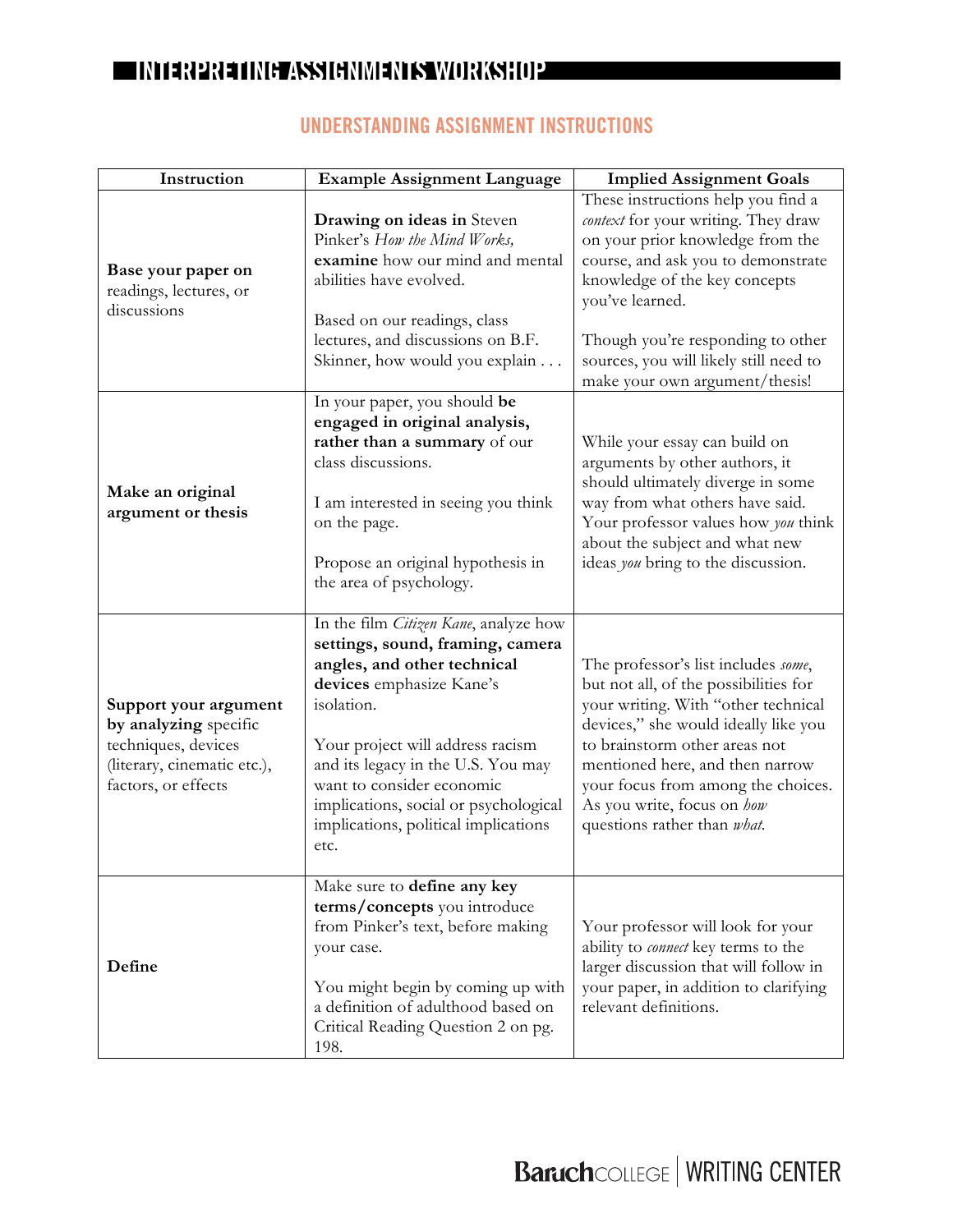# INTERPRETING ASSIGNMENTS WORKSHOP

## UNDERSTANDING ASSIGNMENT INSTRUCTIONS

| Instruction | Example Assignment Language | Implied Assignment Goals |
|---|---|---|
| **Base your paper on** readings, lectures, or discussions | **Drawing on ideas in** Steven Pinker's *How the Mind Works,* **examine** how our mind and mental abilities have evolved.<br><br>Based on our readings, class lectures, and discussions on B.F. Skinner, how would you explain . . . | These instructions help you find a *context* for your writing. They draw on your prior knowledge from the course, and ask you to demonstrate knowledge of the key concepts you've learned.<br><br>Though you're responding to other sources, you will likely still need to make your own argument/thesis! |
| **Make an original argument or thesis** | In your paper, you should **be engaged in original analysis, rather than a summary** of our class discussions.<br><br>I am interested in seeing you think on the page.<br><br>Propose an original hypothesis in the area of psychology. | While your essay can build on arguments by other authors, it should ultimately diverge in some way from what others have said. Your professor values how *you* think about the subject and what new ideas *you* bring to the discussion. |
| **Support your argument by analyzing** specific techniques, devices (literary, cinematic etc.), factors, or effects | In the film *Citizen Kane*, analyze how **settings, sound, framing, camera angles, and other technical devices** emphasize Kane's isolation.<br><br>Your project will address racism and its legacy in the U.S. You may want to consider economic implications, social or psychological implications, political implications etc. | The professor's list includes *some*, but not all, of the possibilities for your writing. With "other technical devices," she would ideally like you to brainstorm other areas not mentioned here, and then narrow your focus from among the choices. As you write, focus on *how* questions rather than *what*. |
| **Define** | Make sure to **define any key terms/concepts** you introduce from Pinker's text, before making your case.<br><br>You might begin by coming up with a definition of adulthood based on Critical Reading Question 2 on pg. 198. | Your professor will look for your ability to *connect* key terms to the larger discussion that will follow in your paper, in addition to clarifying relevant definitions. |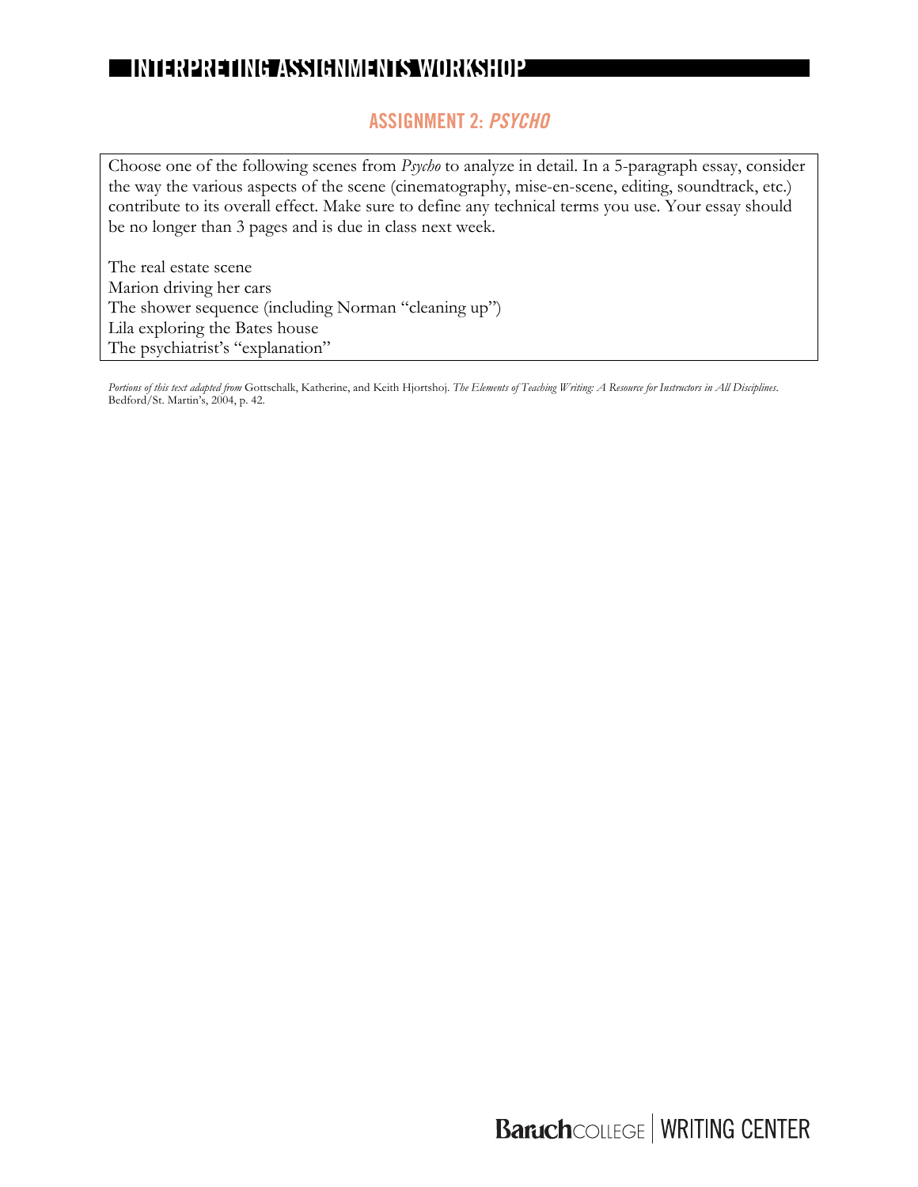# INTERPRETING ASSIGNMENTS WORKSHOP

## ASSIGNMENT 2: *PSYCHO*

Choose one of the following scenes from *Psycho* to analyze in detail. In a 5-paragraph essay, consider the way the various aspects of the scene (cinematography, mise-en-scene, editing, soundtrack, etc.) contribute to its overall effect. Make sure to define any technical terms you use. Your essay should be no longer than 3 pages and is due in class next week.

The real estate scene
Marion driving her cars
The shower sequence (including Norman "cleaning up")
Lila exploring the Bates house
The psychiatrist's "explanation"

*Portions of this text adapted from* Gottschalk, Katherine, and Keith Hjortshoj. *The Elements of Teaching Writing: A Resource for Instructors in All Disciplines*. Bedford/St. Martin's, 2004, p. 42.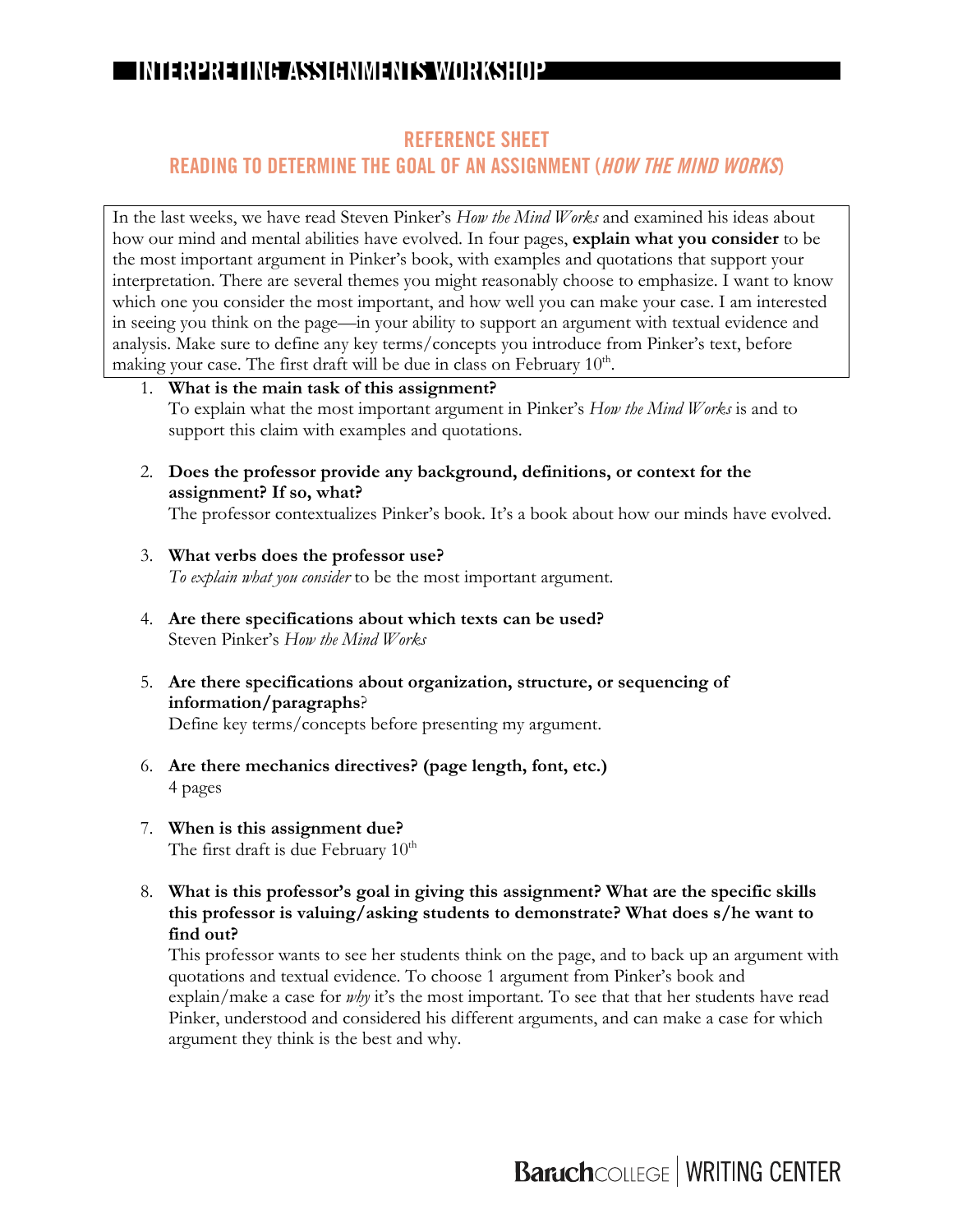# INTERPRETING ASSIGNMENTS WORKSHOP

## REFERENCE SHEET
## READING TO DETERMINE THE GOAL OF AN ASSIGNMENT (*HOW THE MIND WORKS*)

In the last weeks, we have read Steven Pinker's *How the Mind Works* and examined his ideas about how our mind and mental abilities have evolved. In four pages, **explain what you consider** to be the most important argument in Pinker's book, with examples and quotations that support your interpretation. There are several themes you might reasonably choose to emphasize. I want to know which one you consider the most important, and how well you can make your case. I am interested in seeing you think on the page—in your ability to support an argument with textual evidence and analysis. Make sure to define any key terms/concepts you introduce from Pinker's text, before making your case. The first draft will be due in class on February 10th.

1. **What is the main task of this assignment?**
   To explain what the most important argument in Pinker's *How the Mind Works* is and to support this claim with examples and quotations.

2. **Does the professor provide any background, definitions, or context for the assignment? If so, what?**
   The professor contextualizes Pinker's book. It's a book about how our minds have evolved.

3. **What verbs does the professor use?**
   *To explain what you consider* to be the most important argument.

4. **Are there specifications about which texts can be used?**
   Steven Pinker's *How the Mind Works*

5. **Are there specifications about organization, structure, or sequencing of information/paragraphs**?
   Define key terms/concepts before presenting my argument.

6. **Are there mechanics directives? (page length, font, etc.)**
   4 pages

7. **When is this assignment due?**
   The first draft is due February 10th

8. **What is this professor's goal in giving this assignment? What are the specific skills this professor is valuing/asking students to demonstrate? What does s/he want to find out?**
   This professor wants to see her students think on the page, and to back up an argument with quotations and textual evidence. To choose 1 argument from Pinker's book and explain/make a case for *why* it's the most important. To see that that her students have read Pinker, understood and considered his different arguments, and can make a case for which argument they think is the best and why.

Baruch COLLEGE | WRITING CENTER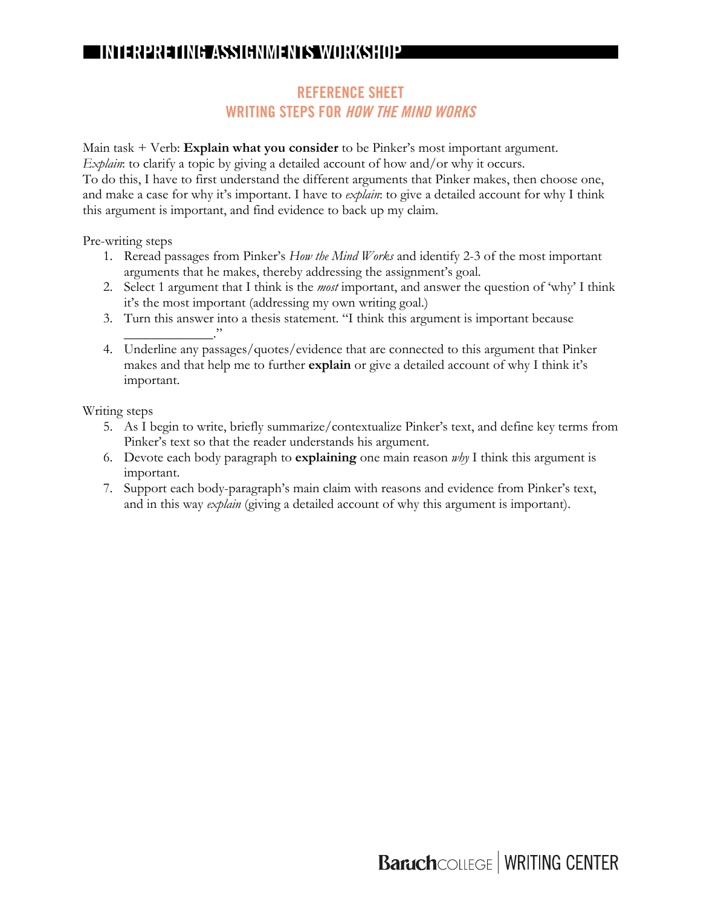# INTERPRETING ASSIGNMENTS WORKSHOP

## REFERENCE SHEET
## WRITING STEPS FOR *HOW THE MIND WORKS*

Main task + Verb: **Explain what you consider** to be Pinker's most important argument.
*Explain*: to clarify a topic by giving a detailed account of how and/or why it occurs.
To do this, I have to first understand the different arguments that Pinker makes, then choose one, and make a case for why it's important. I have to *explain*: to give a detailed account for why I think this argument is important, and find evidence to back up my claim.

Pre-writing steps

1. Reread passages from Pinker's *How the Mind Works* and identify 2-3 of the most important arguments that he makes, thereby addressing the assignment's goal.
2. Select 1 argument that I think is the *most* important, and answer the question of 'why' I think it's the most important (addressing my own writing goal.)
3. Turn this answer into a thesis statement. "I think this argument is important because ____________."
4. Underline any passages/quotes/evidence that are connected to this argument that Pinker makes and that help me to further **explain** or give a detailed account of why I think it's important.

Writing steps

5. As I begin to write, briefly summarize/contextualize Pinker's text, and define key terms from Pinker's text so that the reader understands his argument.
6. Devote each body paragraph to **explaining** one main reason *why* I think this argument is important.
7. Support each body-paragraph's main claim with reasons and evidence from Pinker's text, and in this way *explain* (giving a detailed account of why this argument is important).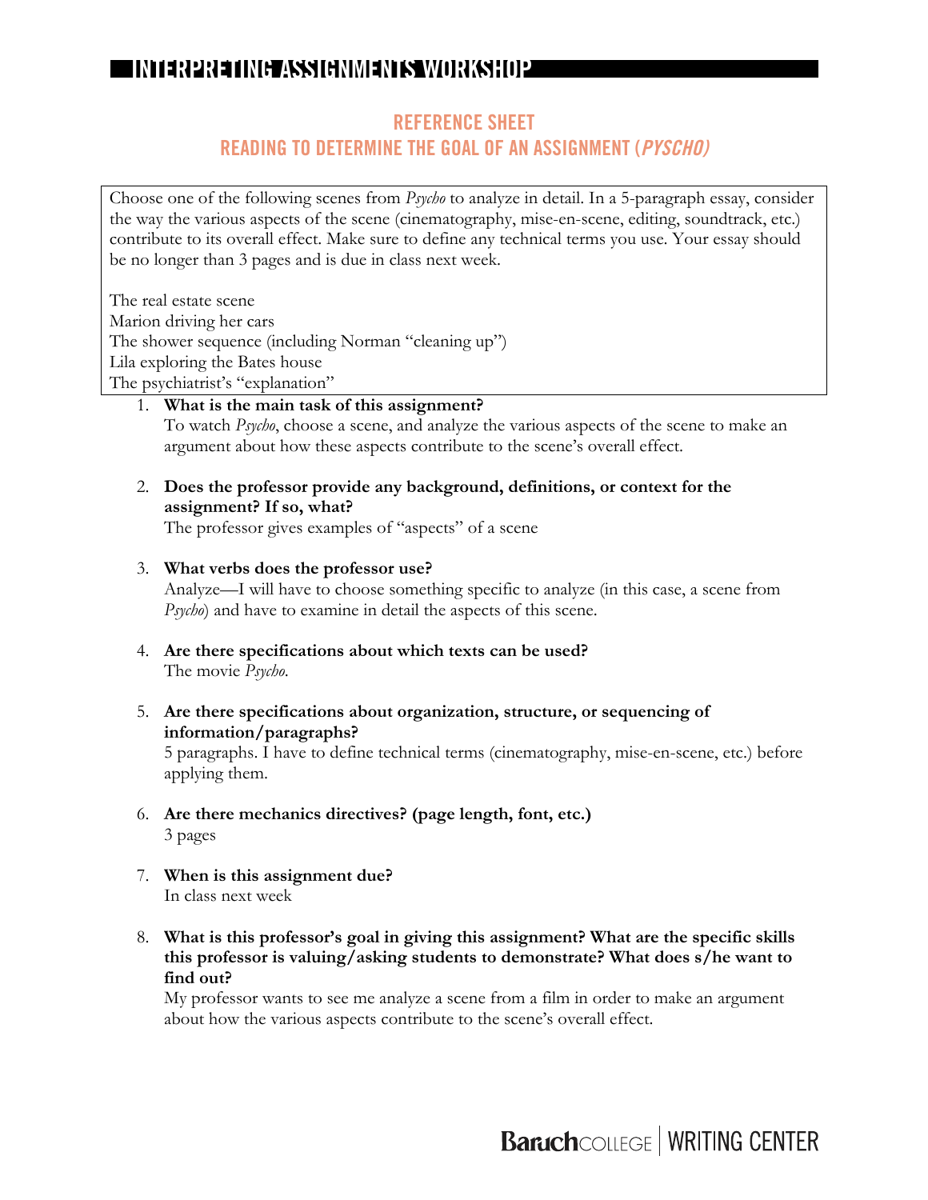# INTERPRETING ASSIGNMENTS WORKSHOP

## REFERENCE SHEET

## READING TO DETERMINE THE GOAL OF AN ASSIGNMENT (*PYSCHO)*

Choose one of the following scenes from *Psycho* to analyze in detail. In a 5-paragraph essay, consider the way the various aspects of the scene (cinematography, mise-en-scene, editing, soundtrack, etc.) contribute to its overall effect. Make sure to define any technical terms you use. Your essay should be no longer than 3 pages and is due in class next week.

The real estate scene
Marion driving her cars
The shower sequence (including Norman "cleaning up")
Lila exploring the Bates house
The psychiatrist's "explanation"

1. **What is the main task of this assignment?**
   To watch *Psycho*, choose a scene, and analyze the various aspects of the scene to make an argument about how these aspects contribute to the scene's overall effect.

2. **Does the professor provide any background, definitions, or context for the assignment? If so, what?**
   The professor gives examples of "aspects" of a scene

3. **What verbs does the professor use?**
   Analyze—I will have to choose something specific to analyze (in this case, a scene from *Psycho*) and have to examine in detail the aspects of this scene.

4. **Are there specifications about which texts can be used?**
   The movie *Psycho*.

5. **Are there specifications about organization, structure, or sequencing of information/paragraphs?**
   5 paragraphs. I have to define technical terms (cinematography, mise-en-scene, etc.) before applying them.

6. **Are there mechanics directives? (page length, font, etc.)**
   3 pages

7. **When is this assignment due?**
   In class next week

8. **What is this professor's goal in giving this assignment? What are the specific skills this professor is valuing/asking students to demonstrate? What does s/he want to find out?**
   My professor wants to see me analyze a scene from a film in order to make an argument about how the various aspects contribute to the scene's overall effect.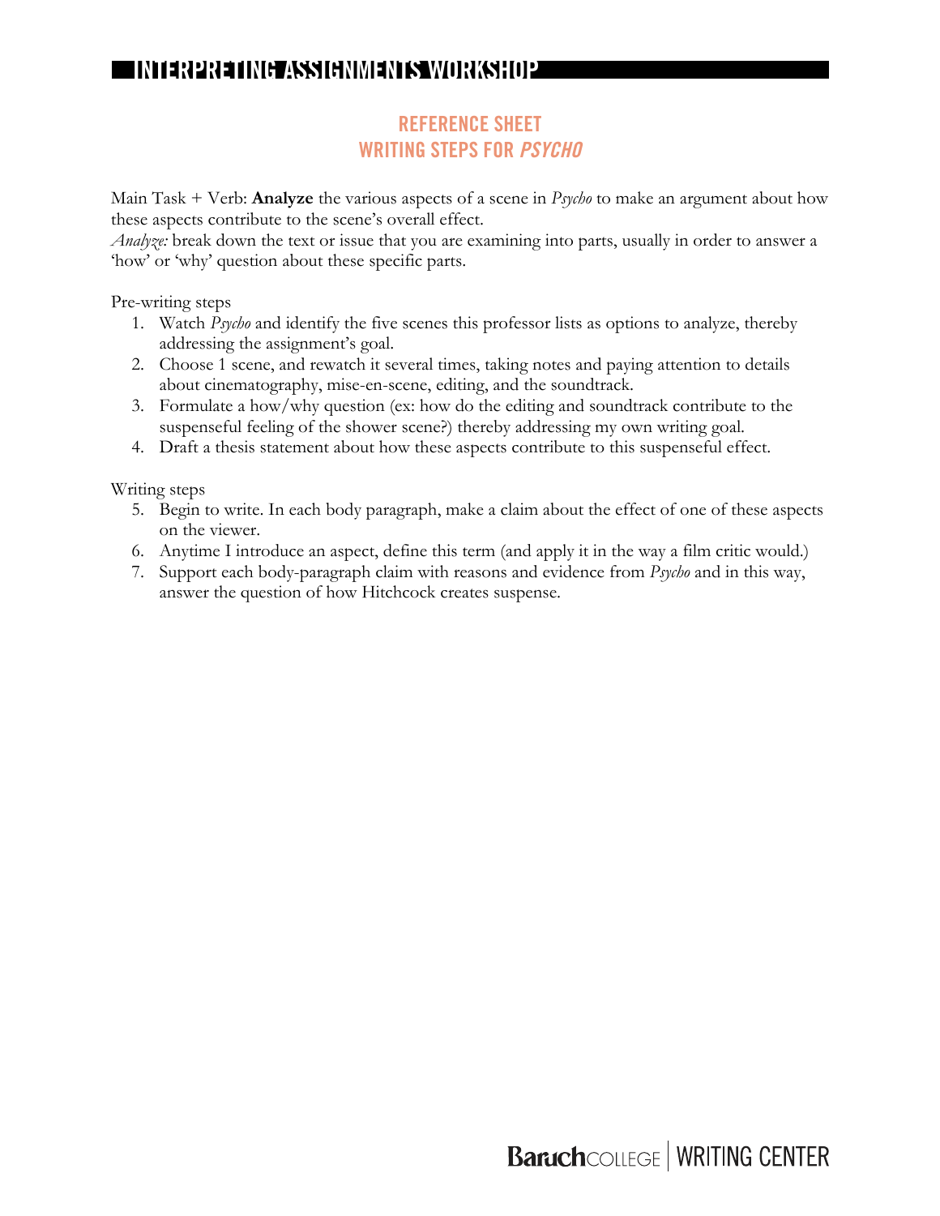# INTERPRETING ASSIGNMENTS WORKSHOP

## REFERENCE SHEET
## WRITING STEPS FOR *PSYCHO*

Main Task + Verb: **Analyze** the various aspects of a scene in *Psycho* to make an argument about how these aspects contribute to the scene's overall effect.
*Analyze:* break down the text or issue that you are examining into parts, usually in order to answer a 'how' or 'why' question about these specific parts.

Pre-writing steps

1. Watch *Psycho* and identify the five scenes this professor lists as options to analyze, thereby addressing the assignment's goal.
2. Choose 1 scene, and rewatch it several times, taking notes and paying attention to details about cinematography, mise-en-scene, editing, and the soundtrack.
3. Formulate a how/why question (ex: how do the editing and soundtrack contribute to the suspenseful feeling of the shower scene?) thereby addressing my own writing goal.
4. Draft a thesis statement about how these aspects contribute to this suspenseful effect.

Writing steps

5. Begin to write. In each body paragraph, make a claim about the effect of one of these aspects on the viewer.
6. Anytime I introduce an aspect, define this term (and apply it in the way a film critic would.)
7. Support each body-paragraph claim with reasons and evidence from *Psycho* and in this way, answer the question of how Hitchcock creates suspense.

Baruch COLLEGE | WRITING CENTER